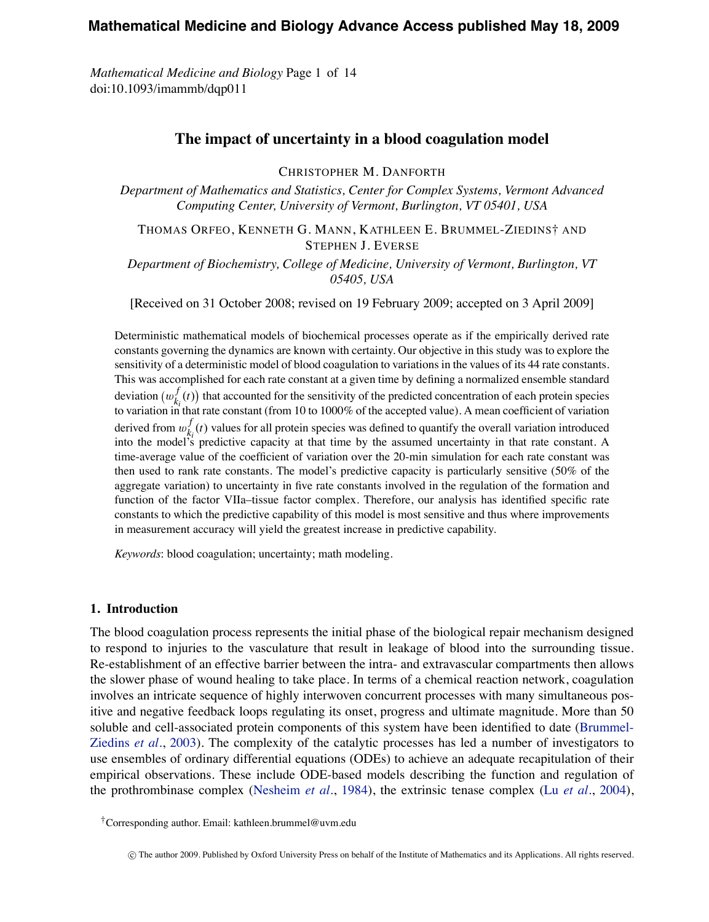# The impact of uncertainty in a blood coagulation model

CHRISTOPHER M. DANFORTH

*Department of Mathematics and Statistics, Center for Complex Systems, Vermont Advanced Computing Center, University of Vermont, Burlington, VT 05401, USA*

THOMAS ORFEO, KENNETH G. MANN, KATHLEEN E. BRUMMEL-ZIEDINS† AND STEPHEN J. EVERSE

*Department of Biochemistry, College of Medicine, University of Vermont, Burlington, VT 05405, USA*

[Received on 31 October 2008; revised on 19 February 2009; accepted on 3 April 2009]

Deterministic mathematical models of biochemical processes operate as if the empirically derived rate constants governing the dynamics are known with certainty. Our objective in this study was to explore the sensitivity of a deterministic model of blood coagulation to variations in the values of its 44 rate constants. This was accomplished for each rate constant at a given time by defining a normalized ensemble standard deviation $(w^{f}_{k_i}(t))$ that accounted for the sensitivity of the predicted concentration of each protein species to variation in that rate constant (from 10 to 1000% of the accepted value). A mean coefficient of variation derived from $w^{f}_{k_i}(t)$ values for all protein species was defined to quantify the overall variation introduced into the model's predictive capacity at that time by the assumed uncertainty in that rate constant. A time-average value of the coefficient of variation over the 20-min simulation for each rate constant was then used to rank rate constants. The model's predictive capacity is particularly sensitive (50% of the aggregate variation) to uncertainty in five rate constants involved in the regulation of the formation and function of the factor VIIa–tissue factor complex. Therefore, our analysis has identified specific rate constants to which the predictive capability of this model is most sensitive and thus where improvements in measurement accuracy will yield the greatest increase in predictive capability.

*Keywords*: blood coagulation; uncertainty; math modeling.

## 1. Introduction

The blood coagulation process represents the initial phase of the biological repair mechanism designed to respond to injuries to the vasculature that result in leakage of blood into the surrounding tissue. Re-establishment of an effective barrier between the intra- and extravascular compartments then allows the slower phase of wound healing to take place. In terms of a chemical reaction network, coagulation involves an intricate sequence of highly interwoven concurrent processes with many simultaneous positive and negative feedback loops regulating its onset, progress and ultimate magnitude. More than 50 soluble and cell-associated protein components of this system have been identified to date (Brummel-Ziedins *et al*., 2003). The complexity of the catalytic processes has led a number of investigators to use ensembles of ordinary differential equations (ODEs) to achieve an adequate recapitulation of their empirical observations. These include ODE-based models describing the function and regulation of the prothrombinase complex (Nesheim *et al*., 1984), the extrinsic tenase complex (Lu *et al*., 2004),

†Corresponding author. Email: kathleen.brummel@uvm.edu

© The author 2009. Published by Oxford University Press on behalf of the Institute of Mathematics and its Applications. All rights reserved.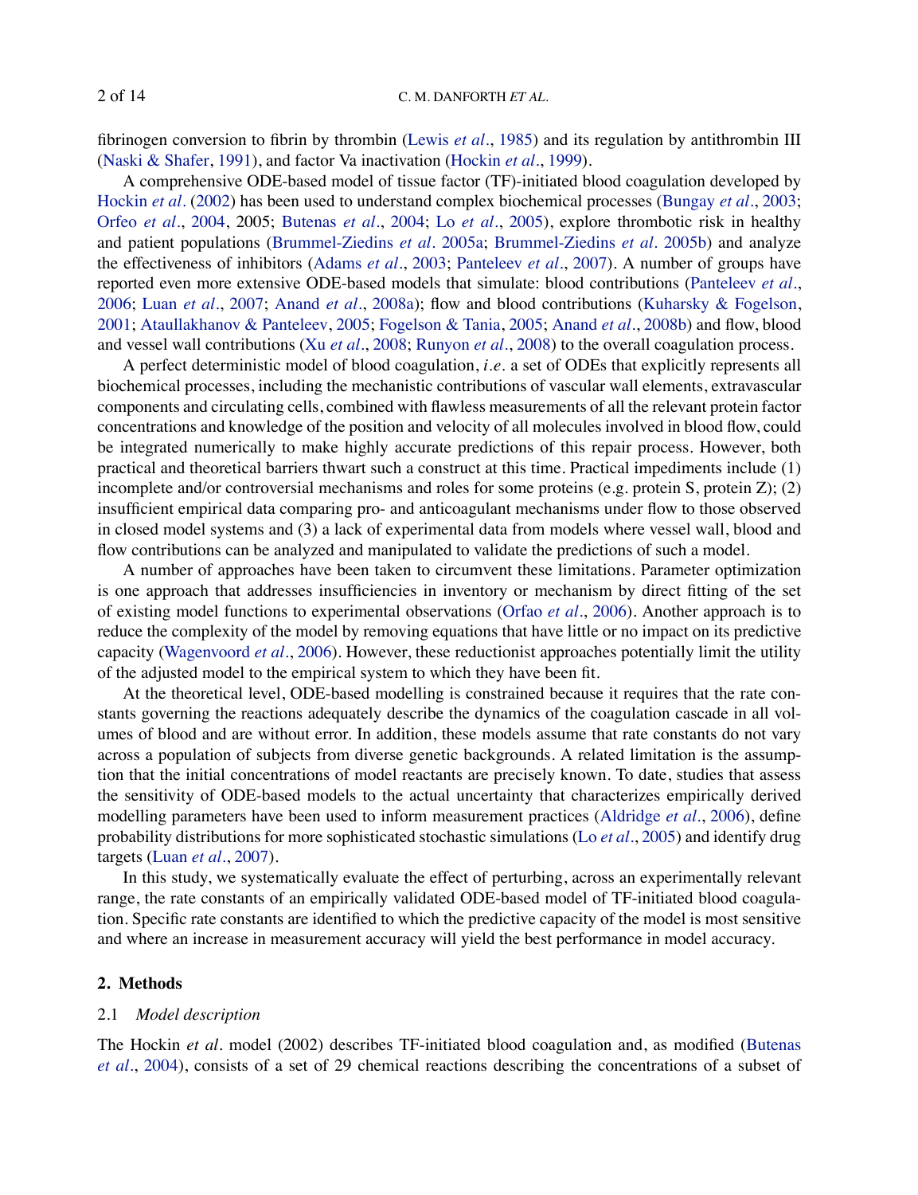fibrinogen conversion to fibrin by thrombin (Lewis *et al*., 1985) and its regulation by antithrombin III (Naski & Shafer, 1991), and factor Va inactivation (Hockin *et al*., 1999).

A comprehensive ODE-based model of tissue factor (TF)-initiated blood coagulation developed by Hockin *et al*. (2002) has been used to understand complex biochemical processes (Bungay *et al*., 2003; Orfeo *et al*., 2004, 2005; Butenas *et al*., 2004; Lo *et al*., 2005), explore thrombotic risk in healthy and patient populations (Brummel-Ziedins *et al*. 2005a; Brummel-Ziedins *et al*. 2005b) and analyze the effectiveness of inhibitors (Adams *et al*., 2003; Panteleev *et al*., 2007). A number of groups have reported even more extensive ODE-based models that simulate: blood contributions (Panteleev *et al*., 2006; Luan *et al*., 2007; Anand *et al*., 2008a); flow and blood contributions (Kuharsky & Fogelson, 2001; Ataullakhanov & Panteleev, 2005; Fogelson & Tania, 2005; Anand *et al*., 2008b) and flow, blood and vessel wall contributions (Xu *et al*., 2008; Runyon *et al*., 2008) to the overall coagulation process.

A perfect deterministic model of blood coagulation, *i.e.* a set of ODEs that explicitly represents all biochemical processes, including the mechanistic contributions of vascular wall elements, extravascular components and circulating cells, combined with flawless measurements of all the relevant protein factor concentrations and knowledge of the position and velocity of all molecules involved in blood flow, could be integrated numerically to make highly accurate predictions of this repair process. However, both practical and theoretical barriers thwart such a construct at this time. Practical impediments include (1) incomplete and/or controversial mechanisms and roles for some proteins (e.g. protein S, protein Z); (2) insufficient empirical data comparing pro- and anticoagulant mechanisms under flow to those observed in closed model systems and (3) a lack of experimental data from models where vessel wall, blood and flow contributions can be analyzed and manipulated to validate the predictions of such a model.

A number of approaches have been taken to circumvent these limitations. Parameter optimization is one approach that addresses insufficiencies in inventory or mechanism by direct fitting of the set of existing model functions to experimental observations (Orfao *et al*., 2006). Another approach is to reduce the complexity of the model by removing equations that have little or no impact on its predictive capacity (Wagenvoord *et al*., 2006). However, these reductionist approaches potentially limit the utility of the adjusted model to the empirical system to which they have been fit.

At the theoretical level, ODE-based modelling is constrained because it requires that the rate constants governing the reactions adequately describe the dynamics of the coagulation cascade in all volumes of blood and are without error. In addition, these models assume that rate constants do not vary across a population of subjects from diverse genetic backgrounds. A related limitation is the assumption that the initial concentrations of model reactants are precisely known. To date, studies that assess the sensitivity of ODE-based models to the actual uncertainty that characterizes empirically derived modelling parameters have been used to inform measurement practices (Aldridge *et al*., 2006), define probability distributions for more sophisticated stochastic simulations (Lo *et al*., 2005) and identify drug targets (Luan *et al*., 2007).

In this study, we systematically evaluate the effect of perturbing, across an experimentally relevant range, the rate constants of an empirically validated ODE-based model of TF-initiated blood coagulation. Specific rate constants are identified to which the predictive capacity of the model is most sensitive and where an increase in measurement accuracy will yield the best performance in model accuracy.

## 2. Methods

### 2.1 *Model description*

The Hockin *et al*. model (2002) describes TF-initiated blood coagulation and, as modified (Butenas *et al*., 2004), consists of a set of 29 chemical reactions describing the concentrations of a subset of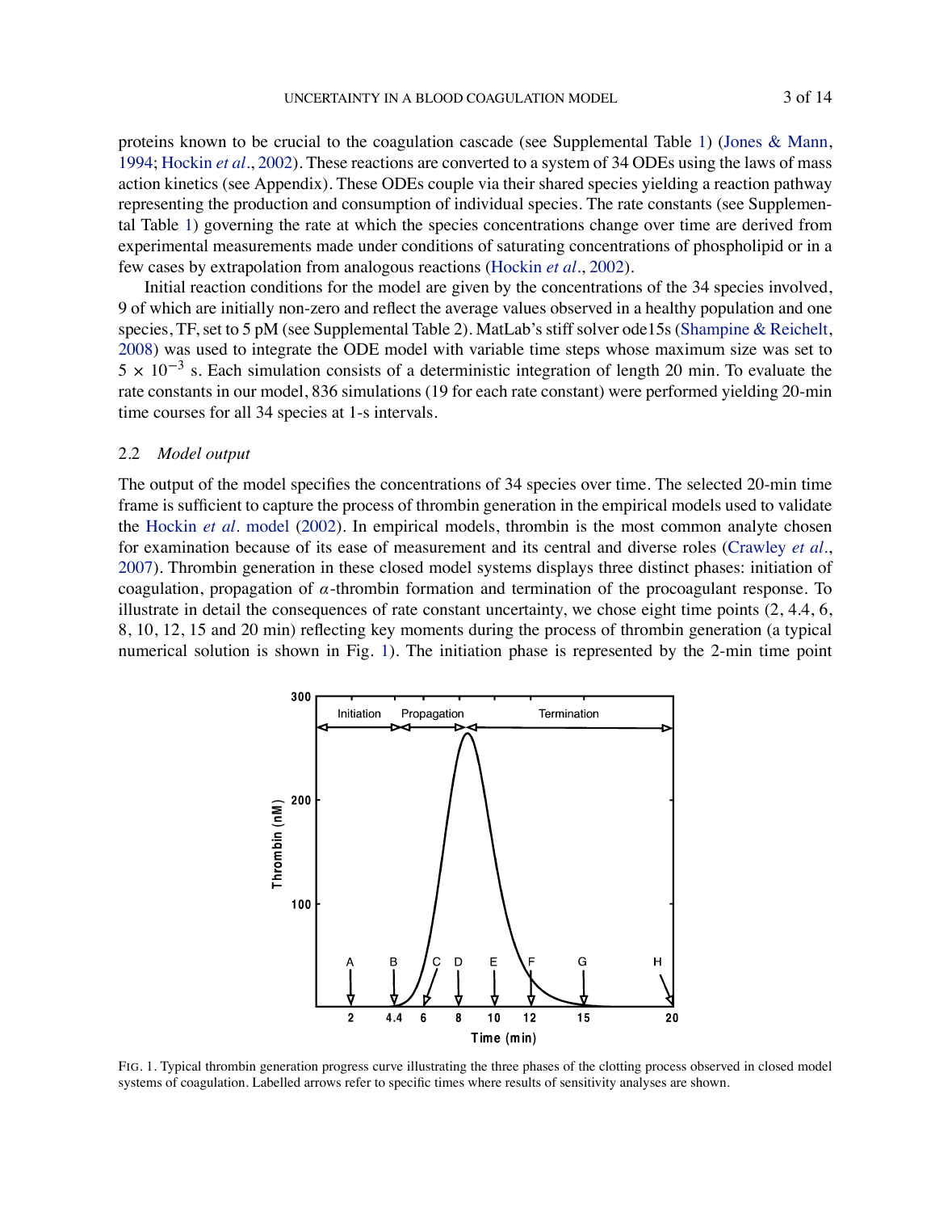proteins known to be crucial to the coagulation cascade (see Supplemental Table 1) (Jones & Mann, 1994; Hockin *et al*., 2002). These reactions are converted to a system of 34 ODEs using the laws of mass action kinetics (see Appendix). These ODEs couple via their shared species yielding a reaction pathway representing the production and consumption of individual species. The rate constants (see Supplemental Table 1) governing the rate at which the species concentrations change over time are derived from experimental measurements made under conditions of saturating concentrations of phospholipid or in a few cases by extrapolation from analogous reactions (Hockin *et al*., 2002).

Initial reaction conditions for the model are given by the concentrations of the 34 species involved, 9 of which are initially non-zero and reflect the average values observed in a healthy population and one species, TF, set to 5 pM (see Supplemental Table 2). MatLab's stiff solver ode15s (Shampine & Reichelt, 2008) was used to integrate the ODE model with variable time steps whose maximum size was set to $5 \times 10^{-3}$ s. Each simulation consists of a deterministic integration of length 20 min. To evaluate the rate constants in our model, 836 simulations (19 for each rate constant) were performed yielding 20-min time courses for all 34 species at 1-s intervals.

### 2.2 *Model output*

The output of the model specifies the concentrations of 34 species over time. The selected 20-min time frame is sufficient to capture the process of thrombin generation in the empirical models used to validate the Hockin *et al*. model (2002). In empirical models, thrombin is the most common analyte chosen for examination because of its ease of measurement and its central and diverse roles (Crawley *et al*., 2007). Thrombin generation in these closed model systems displays three distinct phases: initiation of coagulation, propagation of $\alpha$-thrombin formation and termination of the procoagulant response. To illustrate in detail the consequences of rate constant uncertainty, we chose eight time points (2, 4.4, 6, 8, 10, 12, 15 and 20 min) reflecting key moments during the process of thrombin generation (a typical numerical solution is shown in Fig. 1). The initiation phase is represented by the 2-min time point

FIG. 1. Typical thrombin generation progress curve illustrating the three phases of the clotting process observed in closed model systems of coagulation. Labelled arrows refer to specific times where results of sensitivity analyses are shown.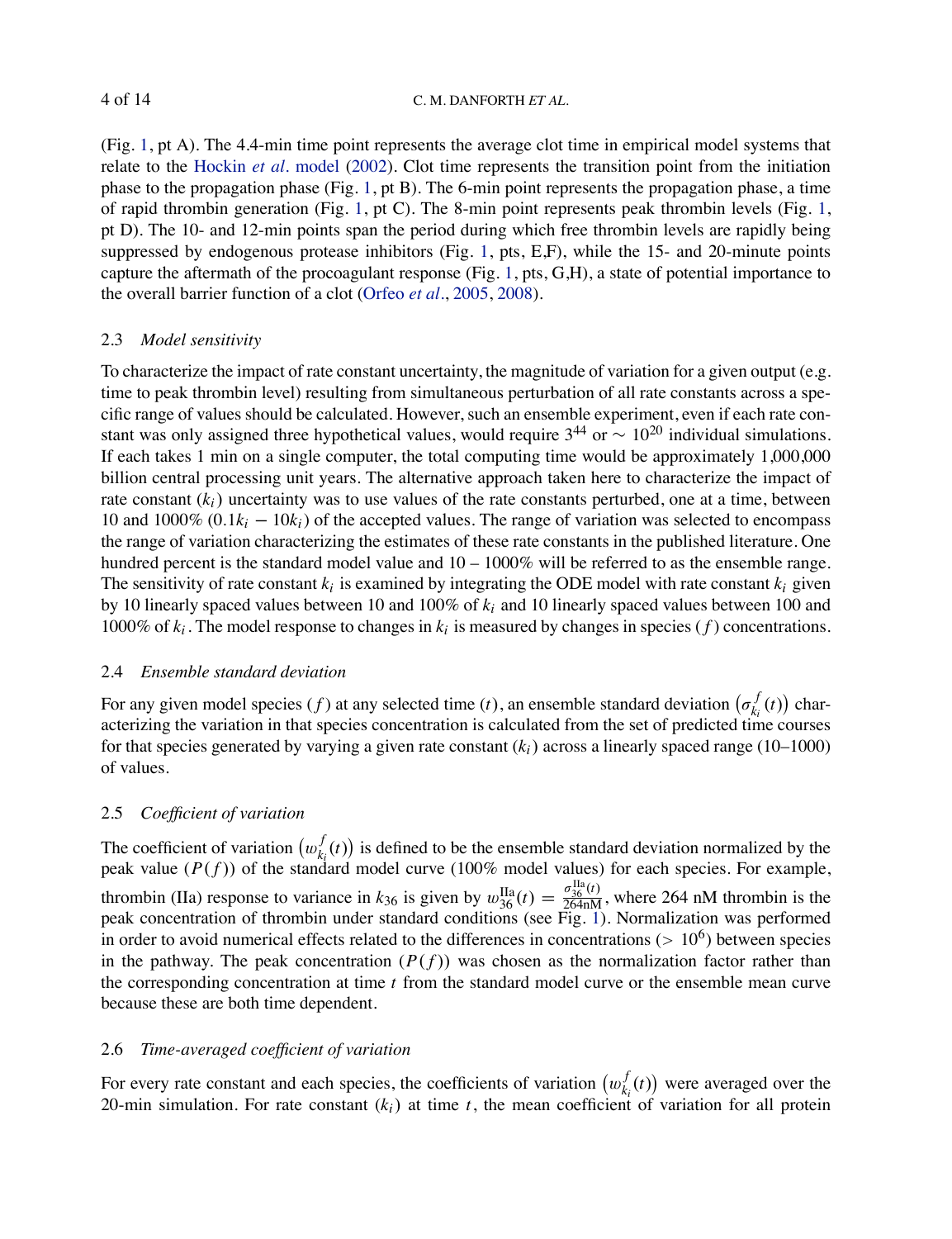(Fig. 1, pt A). The 4.4-min time point represents the average clot time in empirical model systems that relate to the Hockin *et al.* model (2002). Clot time represents the transition point from the initiation phase to the propagation phase (Fig. 1, pt B). The 6-min point represents the propagation phase, a time of rapid thrombin generation (Fig. 1, pt C). The 8-min point represents peak thrombin levels (Fig. 1, pt D). The 10- and 12-min points span the period during which free thrombin levels are rapidly being suppressed by endogenous protease inhibitors (Fig. 1, pts, E,F), while the 15- and 20-minute points capture the aftermath of the procoagulant response (Fig. 1, pts, G,H), a state of potential importance to the overall barrier function of a clot (Orfeo *et al.*, 2005, 2008).

### 2.3 *Model sensitivity*

To characterize the impact of rate constant uncertainty, the magnitude of variation for a given output (e.g. time to peak thrombin level) resulting from simultaneous perturbation of all rate constants across a specific range of values should be calculated. However, such an ensemble experiment, even if each rate constant was only assigned three hypothetical values, would require $3^{44}$ or $\sim 10^{20}$ individual simulations. If each takes 1 min on a single computer, the total computing time would be approximately 1,000,000 billion central processing unit years. The alternative approach taken here to characterize the impact of rate constant ($k_i$) uncertainty was to use values of the rate constants perturbed, one at a time, between 10 and 1000% ($0.1k_i - 10k_i$) of the accepted values. The range of variation was selected to encompass the range of variation characterizing the estimates of these rate constants in the published literature. One hundred percent is the standard model value and 10 – 1000% will be referred to as the ensemble range. The sensitivity of rate constant $k_i$ is examined by integrating the ODE model with rate constant $k_i$ given by 10 linearly spaced values between 10 and 100% of $k_i$ and 10 linearly spaced values between 100 and 1000% of $k_i$. The model response to changes in $k_i$ is measured by changes in species ($f$) concentrations.

### 2.4 *Ensemble standard deviation*

For any given model species ($f$) at any selected time ($t$), an ensemble standard deviation $\left(\sigma_{k_i}^{f}(t)\right)$ characterizing the variation in that species concentration is calculated from the set of predicted time courses for that species generated by varying a given rate constant ($k_i$) across a linearly spaced range (10–1000) of values.

### 2.5 *Coefficient of variation*

The coefficient of variation $\left(w_{k_i}^{f}(t)\right)$ is defined to be the ensemble standard deviation normalized by the peak value ($P(f)$) of the standard model curve (100% model values) for each species. For example, thrombin (IIa) response to variance in $k_{36}$ is given by $w_{36}^{\mathrm{IIa}}(t) = \frac{\sigma_{36}^{\mathrm{IIa}}(t)}{264\mathrm{nM}}$, where 264 nM thrombin is the peak concentration of thrombin under standard conditions (see Fig. 1). Normalization was performed in order to avoid numerical effects related to the differences in concentrations ($> 10^6$) between species in the pathway. The peak concentration ($P(f)$) was chosen as the normalization factor rather than the corresponding concentration at time $t$ from the standard model curve or the ensemble mean curve because these are both time dependent.

### 2.6 *Time-averaged coefficient of variation*

For every rate constant and each species, the coefficients of variation $\left(w_{k_i}^{f}(t)\right)$ were averaged over the 20-min simulation. For rate constant ($k_i$) at time $t$, the mean coefficient of variation for all protein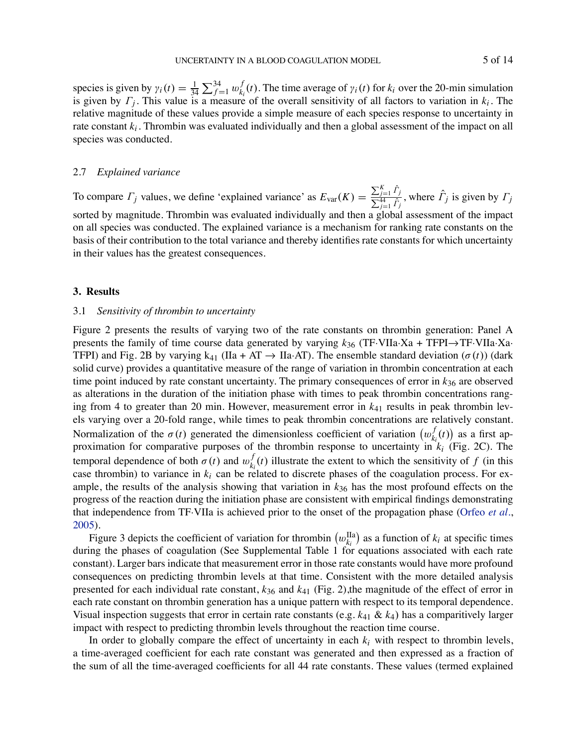species is given by $\gamma_i(t) = \frac{1}{34}\sum_{f=1}^{34} w_{k_i}^{f}(t)$. The time average of $\gamma_i(t)$ for $k_i$ over the 20-min simulation is given by $\Gamma_j$. This value is a measure of the overall sensitivity of all factors to variation in $k_i$. The relative magnitude of these values provide a simple measure of each species response to uncertainty in rate constant $k_i$. Thrombin was evaluated individually and then a global assessment of the impact on all species was conducted.

### 2.7 *Explained variance*

To compare $\Gamma_j$ values, we define 'explained variance' as $E_{\mathrm{var}}(K) = \frac{\sum_{j=1}^{K} \hat{\Gamma}_j}{\sum_{j=1}^{44} \hat{\Gamma}_j}$, where $\hat{\Gamma}_j$ is given by $\Gamma_j$ sorted by magnitude. Thrombin was evaluated individually and then a global assessment of the impact on all species was conducted. The explained variance is a mechanism for ranking rate constants on the basis of their contribution to the total variance and thereby identifies rate constants for which uncertainty in their values has the greatest consequences.

## 3. Results

### 3.1 *Sensitivity of thrombin to uncertainty*

Figure 2 presents the results of varying two of the rate constants on thrombin generation: Panel A presents the family of time course data generated by varying $k_{36}$ (TF·VIIa·Xa + TFPI→TF·VIIa·Xa·TFPI) and Fig. 2B by varying $k_{41}$ (IIa + AT → IIa·AT). The ensemble standard deviation ($\sigma(t)$) (dark solid curve) provides a quantitative measure of the range of variation in thrombin concentration at each time point induced by rate constant uncertainty. The primary consequences of error in $k_{36}$ are observed as alterations in the duration of the initiation phase with times to peak thrombin concentrations ranging from 4 to greater than 20 min. However, measurement error in $k_{41}$ results in peak thrombin levels varying over a 20-fold range, while times to peak thrombin concentrations are relatively constant. Normalization of the $\sigma(t)$ generated the dimensionless coefficient of variation $\left(w_{k_i}^{f}(t)\right)$ as a first approximation for comparative purposes of the thrombin response to uncertainty in $k_i$ (Fig. 2C). The temporal dependence of both $\sigma(t)$ and $w_{k_i}^{f}(t)$ illustrate the extent to which the sensitivity of $f$ (in this case thrombin) to variance in $k_i$ can be related to discrete phases of the coagulation process. For example, the results of the analysis showing that variation in $k_{36}$ has the most profound effects on the progress of the reaction during the initiation phase are consistent with empirical findings demonstrating that independence from TF·VIIa is achieved prior to the onset of the propagation phase (Orfeo *et al*., 2005).

Figure 3 depicts the coefficient of variation for thrombin $\left(w_{k_i}^{\mathrm{IIa}}\right)$ as a function of $k_i$ at specific times during the phases of coagulation (See Supplemental Table 1 for equations associated with each rate constant). Larger bars indicate that measurement error in those rate constants would have more profound consequences on predicting thrombin levels at that time. Consistent with the more detailed analysis presented for each individual rate constant, $k_{36}$ and $k_{41}$ (Fig. 2),the magnitude of the effect of error in each rate constant on thrombin generation has a unique pattern with respect to its temporal dependence. Visual inspection suggests that error in certain rate constants (e.g. $k_{41}$ & $k_4$) has a comparitively larger impact with respect to predicting thrombin levels throughout the reaction time course.

In order to globally compare the effect of uncertainty in each $k_i$ with respect to thrombin levels, a time-averaged coefficient for each rate constant was generated and then expressed as a fraction of the sum of all the time-averaged coefficients for all 44 rate constants. These values (termed explained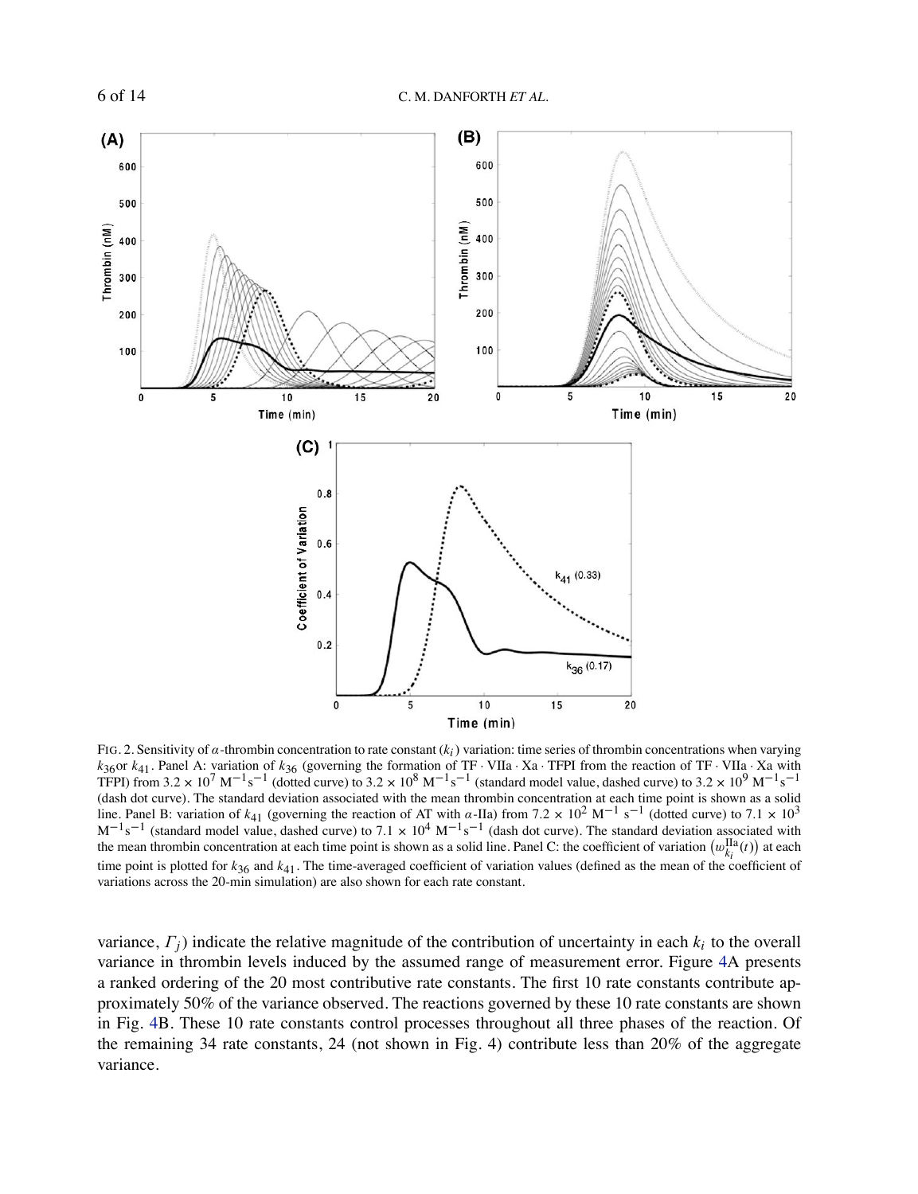FIG. 2. Sensitivity of $\alpha$-thrombin concentration to rate constant ($k_i$) variation: time series of thrombin concentrations when varying $k_{36}$or $k_{41}$. Panel A: variation of $k_{36}$ (governing the formation of TF · VIIa · Xa · TFPI from the reaction of TF · VIIa · Xa with TFPI) from $3.2 \times 10^7$ $M^{-1}s^{-1}$ (dotted curve) to $3.2 \times 10^8$ $M^{-1}s^{-1}$ (standard model value, dashed curve) to $3.2 \times 10^9$ $M^{-1}s^{-1}$ (dash dot curve). The standard deviation associated with the mean thrombin concentration at each time point is shown as a solid line. Panel B: variation of $k_{41}$ (governing the reaction of AT with $\alpha$-IIa) from $7.2 \times 10^2$ $M^{-1}$ $s^{-1}$ (dotted curve) to $7.1 \times 10^3$ $M^{-1}s^{-1}$ (standard model value, dashed curve) to $7.1 \times 10^4$ $M^{-1}s^{-1}$ (dash dot curve). The standard deviation associated with the mean thrombin concentration at each time point is shown as a solid line. Panel C: the coefficient of variation $\left(w_{k_i}^{\mathrm{IIa}}(t)\right)$ at each time point is plotted for $k_{36}$ and $k_{41}$. The time-averaged coefficient of variation values (defined as the mean of the coefficient of variations across the 20-min simulation) are also shown for each rate constant.

variance, $\Gamma_j$) indicate the relative magnitude of the contribution of uncertainty in each $k_i$ to the overall variance in thrombin levels induced by the assumed range of measurement error. Figure 4A presents a ranked ordering of the 20 most contributive rate constants. The first 10 rate constants contribute approximately 50% of the variance observed. The reactions governed by these 10 rate constants are shown in Fig. 4B. These 10 rate constants control processes throughout all three phases of the reaction. Of the remaining 34 rate constants, 24 (not shown in Fig. 4) contribute less than 20% of the aggregate variance.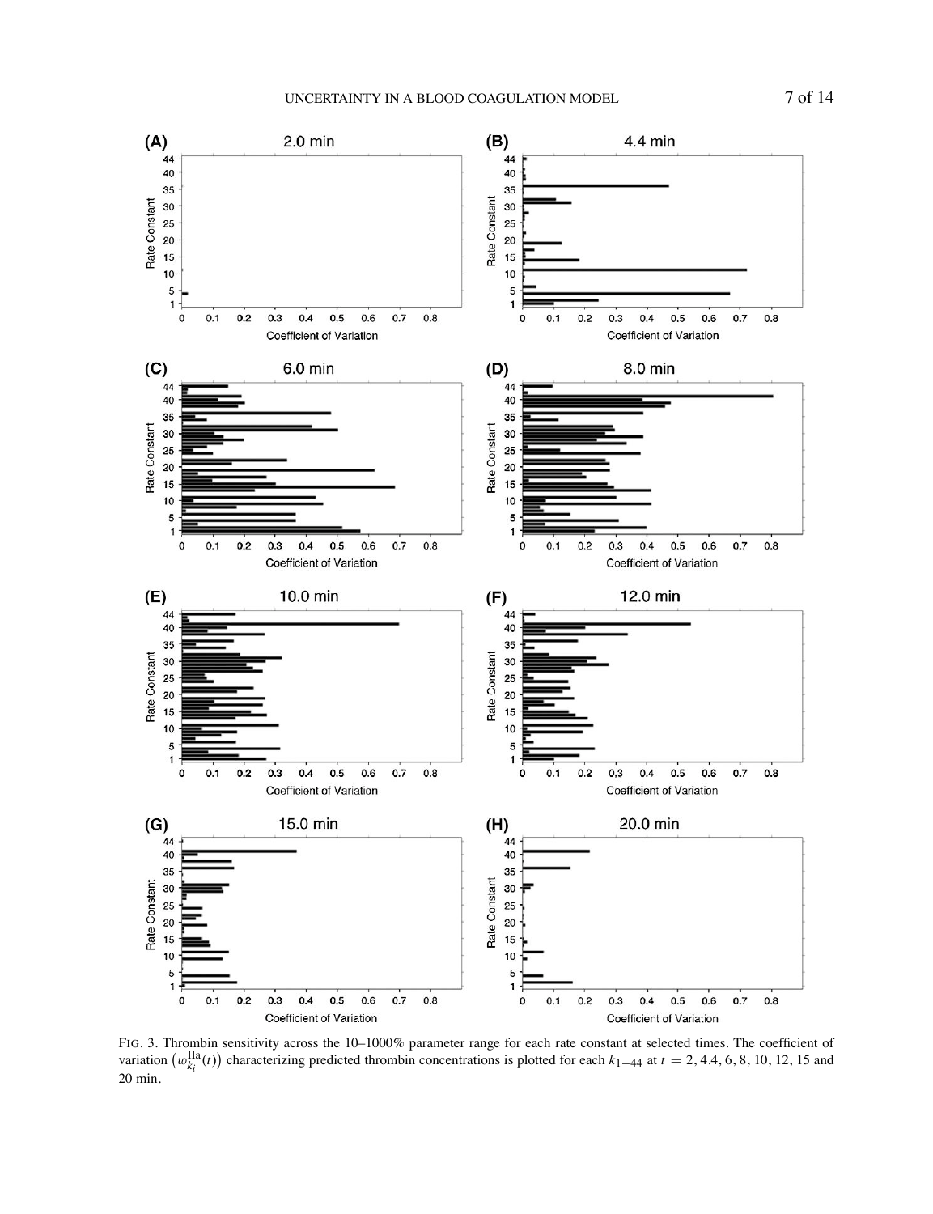FIG. 3. Thrombin sensitivity across the 10–1000% parameter range for each rate constant at selected times. The coefficient of variation $\left(w_{k_i}^{\text{IIa}}(t)\right)$ characterizing predicted thrombin concentrations is plotted for each $k_{1-44}$ at $t = 2, 4.4, 6, 8, 10, 12, 15$ and 20 min.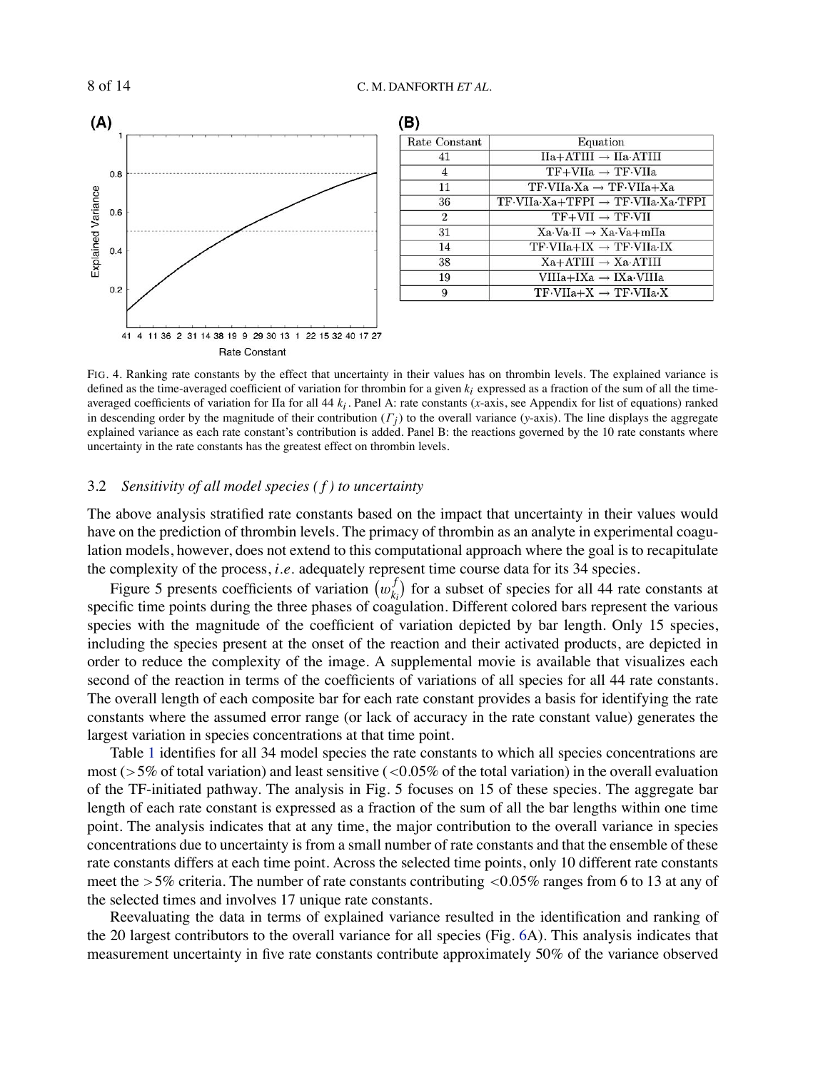**(B)**

| Rate Constant | Equation |
|---|---|
| 41 | IIa+ATIII → IIa·ATIII |
| 4 | TF+VIIa → TF·VIIa |
| 11 | TF·VIIa·Xa → TF·VIIa+Xa |
| 36 | TF·VIIa·Xa+TFPI → TF·VIIa·Xa·TFPI |
| 2 | TF+VII → TF·VII |
| 31 | Xa·Va·II → Xa·Va+mIIa |
| 14 | TF·VIIa+IX → TF·VIIa·IX |
| 38 | Xa+ATIII → Xa·ATIII |
| 19 | VIIIa+IXa → IXa·VIIIa |
| 9 | TF·VIIa+X → TF·VIIa·X |

FIG. 4. Ranking rate constants by the effect that uncertainty in their values has on thrombin levels. The explained variance is defined as the time-averaged coefficient of variation for thrombin for a given $k_i$ expressed as a fraction of the sum of all the time-averaged coefficients of variation for IIa for all 44 $k_i$. Panel A: rate constants ($x$-axis, see Appendix for list of equations) ranked in descending order by the magnitude of their contribution ($\Gamma_j$) to the overall variance ($y$-axis). The line displays the aggregate explained variance as each rate constant's contribution is added. Panel B: the reactions governed by the 10 rate constants where uncertainty in the rate constants has the greatest effect on thrombin levels.

### 3.2 *Sensitivity of all model species ($f$) to uncertainty*

The above analysis stratified rate constants based on the impact that uncertainty in their values would have on the prediction of thrombin levels. The primacy of thrombin as an analyte in experimental coagulation models, however, does not extend to this computational approach where the goal is to recapitulate the complexity of the process, *i.e.* adequately represent time course data for its 34 species.

Figure 5 presents coefficients of variation $\left(w_{k_i}^f\right)$ for a subset of species for all 44 rate constants at specific time points during the three phases of coagulation. Different colored bars represent the various species with the magnitude of the coefficient of variation depicted by bar length. Only 15 species, including the species present at the onset of the reaction and their activated products, are depicted in order to reduce the complexity of the image. A supplemental movie is available that visualizes each second of the reaction in terms of the coefficients of variations of all species for all 44 rate constants. The overall length of each composite bar for each rate constant provides a basis for identifying the rate constants where the assumed error range (or lack of accuracy in the rate constant value) generates the largest variation in species concentrations at that time point.

Table 1 identifies for all 34 model species the rate constants to which all species concentrations are most ($>5\%$ of total variation) and least sensitive ($<0.05\%$ of the total variation) in the overall evaluation of the TF-initiated pathway. The analysis in Fig. 5 focuses on 15 of these species. The aggregate bar length of each rate constant is expressed as a fraction of the sum of all the bar lengths within one time point. The analysis indicates that at any time, the major contribution to the overall variance in species concentrations due to uncertainty is from a small number of rate constants and that the ensemble of these rate constants differs at each time point. Across the selected time points, only 10 different rate constants meet the $>5\%$ criteria. The number of rate constants contributing $<0.05\%$ ranges from 6 to 13 at any of the selected times and involves 17 unique rate constants.

Reevaluating the data in terms of explained variance resulted in the identification and ranking of the 20 largest contributors to the overall variance for all species (Fig. 6A). This analysis indicates that measurement uncertainty in five rate constants contribute approximately 50% of the variance observed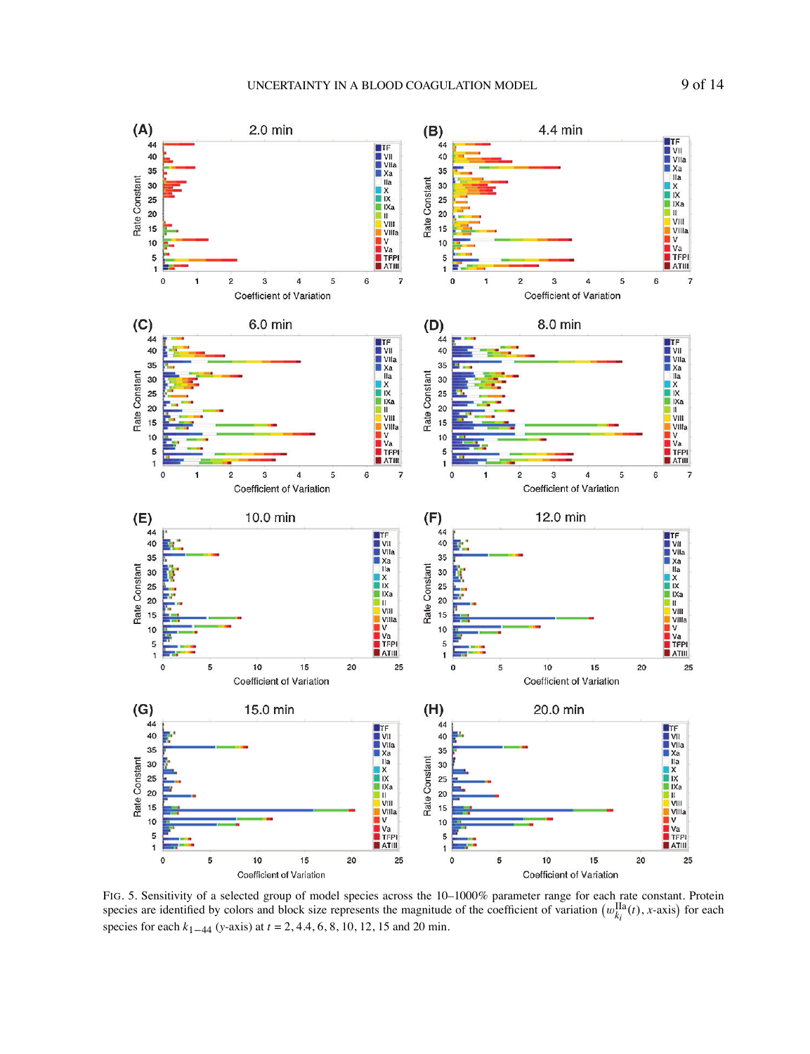FIG. 5. Sensitivity of a selected group of model species across the 10–1000% parameter range for each rate constant. Protein species are identified by colors and block size represents the magnitude of the coefficient of variation $\left(w_{k_i}^{\mathrm{IIa}}(t), x\text{-axis}\right)$ for each species for each $k_{1-44}$ ($y$-axis) at $t = 2, 4.4, 6, 8, 10, 12, 15$ and 20 min.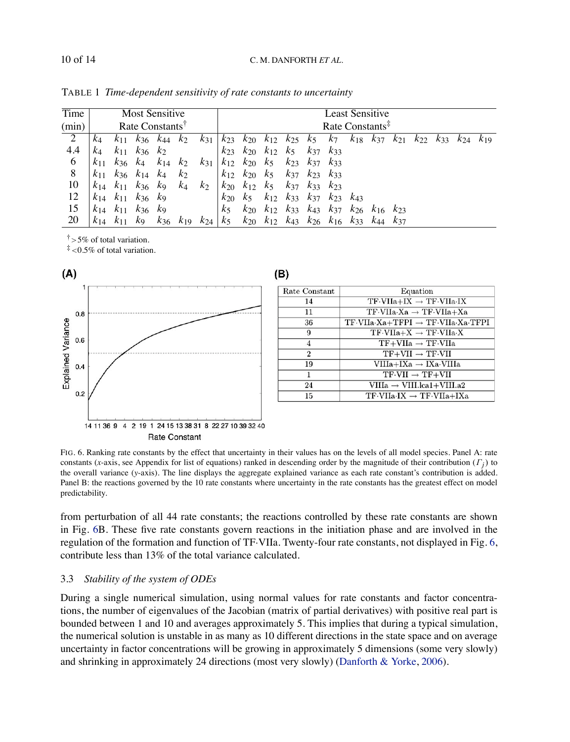TABLE 1 *Time-dependent sensitivity of rate constants to uncertainty*

| Time (min) | Most Sensitive Rate Constants[†] | Least Sensitive Rate Constants[‡] |
|---|---|---|
| 2 | $k_4$ $k_{11}$ $k_{36}$ $k_{44}$ $k_2$ $k_{31}$ | $k_{23}$ $k_{20}$ $k_{12}$ $k_{25}$ $k_5$ $k_7$ $k_{18}$ $k_{37}$ $k_{21}$ $k_{22}$ $k_{33}$ $k_{24}$ $k_{19}$ |
| 4.4 | $k_4$ $k_{11}$ $k_{36}$ $k_2$ | $k_{23}$ $k_{20}$ $k_{12}$ $k_5$ $k_{37}$ $k_{33}$ |
| 6 | $k_{11}$ $k_{36}$ $k_4$ $k_{14}$ $k_2$ $k_{31}$ | $k_{12}$ $k_{20}$ $k_5$ $k_{23}$ $k_{37}$ $k_{33}$ |
| 8 | $k_{11}$ $k_{36}$ $k_{14}$ $k_4$ $k_2$ | $k_{12}$ $k_{20}$ $k_5$ $k_{37}$ $k_{23}$ $k_{33}$ |
| 10 | $k_{14}$ $k_{11}$ $k_{36}$ $k_9$ $k_4$ $k_2$ | $k_{20}$ $k_{12}$ $k_5$ $k_{37}$ $k_{33}$ $k_{23}$ |
| 12 | $k_{14}$ $k_{11}$ $k_{36}$ $k_9$ | $k_{20}$ $k_5$ $k_{12}$ $k_{33}$ $k_{37}$ $k_{23}$ $k_{43}$ |
| 15 | $k_{14}$ $k_{11}$ $k_{36}$ $k_9$ | $k_5$ $k_{20}$ $k_{12}$ $k_{33}$ $k_{43}$ $k_{37}$ $k_{26}$ $k_{16}$ $k_{23}$ |
| 20 | $k_{14}$ $k_{11}$ $k_9$ $k_{36}$ $k_{19}$ $k_{24}$ | $k_5$ $k_{20}$ $k_{12}$ $k_{43}$ $k_{26}$ $k_{16}$ $k_{33}$ $k_{44}$ $k_{37}$ |

[†] >5% of total variation.
[‡] <0.5% of total variation.

(B)

| Rate Constant | Equation |
|---|---|
| 14 | TF·VIIa+IX → TF·VIIa·IX |
| 11 | TF·VIIa·Xa → TF·VIIa+Xa |
| 36 | TF·VIIa·Xa+TFPI → TF·VIIa·Xa·TFPI |
| 9 | TF·VIIa+X → TF·VIIa·X |
| 4 | TF+VIIa → TF·VIIa |
| 2 | TF+VII → TF·VII |
| 19 | VIIIa+IXa → IXa·VIIIa |
| 1 | TF·VII → TF+VII |
| 24 | VIIIa → VIII.lca1+VIII.a2 |
| 15 | TF·VIIa·IX → TF·VIIa+IXa |

FIG. 6. Ranking rate constants by the effect that uncertainty in their values has on the levels of all model species. Panel A: rate constants (*x*-axis, see Appendix for list of equations) ranked in descending order by the magnitude of their contribution ($\Gamma_j$) to the overall variance (*y*-axis). The line displays the aggregate explained variance as each rate constant's contribution is added. Panel B: the reactions governed by the 10 rate constants where uncertainty in the rate constants has the greatest effect on model predictability.

from perturbation of all 44 rate constants; the reactions controlled by these rate constants are shown in Fig. 6B. These five rate constants govern reactions in the initiation phase and are involved in the regulation of the formation and function of TF·VIIa. Twenty-four rate constants, not displayed in Fig. 6, contribute less than 13% of the total variance calculated.

### 3.3 *Stability of the system of ODEs*

During a single numerical simulation, using normal values for rate constants and factor concentrations, the number of eigenvalues of the Jacobian (matrix of partial derivatives) with positive real part is bounded between 1 and 10 and averages approximately 5. This implies that during a typical simulation, the numerical solution is unstable in as many as 10 different directions in the state space and on average uncertainty in factor concentrations will be growing in approximately 5 dimensions (some very slowly) and shrinking in approximately 24 directions (most very slowly) (Danforth & Yorke, 2006).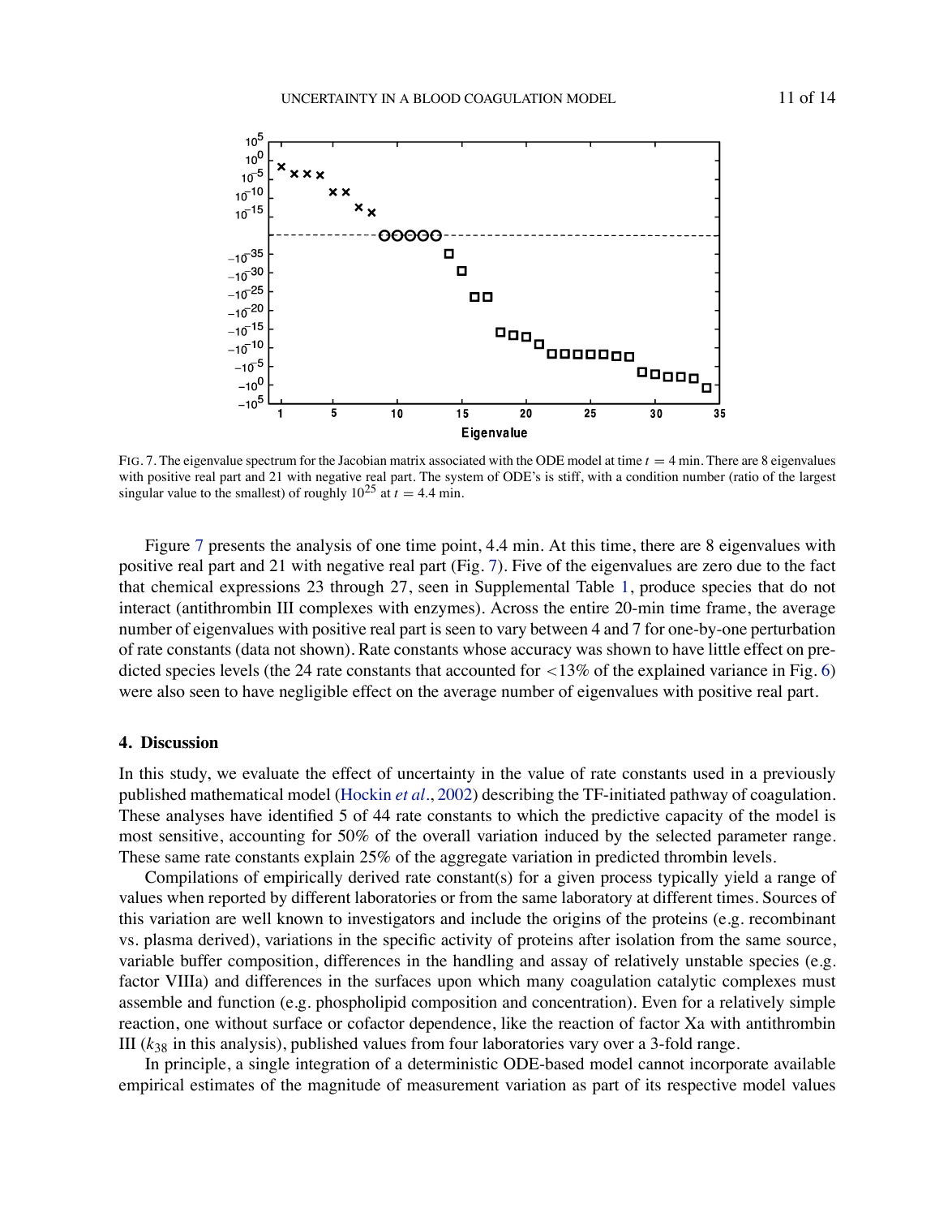FIG. 7. The eigenvalue spectrum for the Jacobian matrix associated with the ODE model at time $t = 4$ min. There are 8 eigenvalues with positive real part and 21 with negative real part. The system of ODE's is stiff, with a condition number (ratio of the largest singular value to the smallest) of roughly $10^{25}$ at $t = 4.4$ min.

Figure 7 presents the analysis of one time point, 4.4 min. At this time, there are 8 eigenvalues with positive real part and 21 with negative real part (Fig. 7). Five of the eigenvalues are zero due to the fact that chemical expressions 23 through 27, seen in Supplemental Table 1, produce species that do not interact (antithrombin III complexes with enzymes). Across the entire 20-min time frame, the average number of eigenvalues with positive real part is seen to vary between 4 and 7 for one-by-one perturbation of rate constants (data not shown). Rate constants whose accuracy was shown to have little effect on predicted species levels (the 24 rate constants that accounted for <13% of the explained variance in Fig. 6) were also seen to have negligible effect on the average number of eigenvalues with positive real part.

## 4. Discussion

In this study, we evaluate the effect of uncertainty in the value of rate constants used in a previously published mathematical model (Hockin *et al*., 2002) describing the TF-initiated pathway of coagulation. These analyses have identified 5 of 44 rate constants to which the predictive capacity of the model is most sensitive, accounting for 50% of the overall variation induced by the selected parameter range. These same rate constants explain 25% of the aggregate variation in predicted thrombin levels.

Compilations of empirically derived rate constant(s) for a given process typically yield a range of values when reported by different laboratories or from the same laboratory at different times. Sources of this variation are well known to investigators and include the origins of the proteins (e.g. recombinant vs. plasma derived), variations in the specific activity of proteins after isolation from the same source, variable buffer composition, differences in the handling and assay of relatively unstable species (e.g. factor VIIIa) and differences in the surfaces upon which many coagulation catalytic complexes must assemble and function (e.g. phospholipid composition and concentration). Even for a relatively simple reaction, one without surface or cofactor dependence, like the reaction of factor Xa with antithrombin III ($k_{38}$ in this analysis), published values from four laboratories vary over a 3-fold range.

In principle, a single integration of a deterministic ODE-based model cannot incorporate available empirical estimates of the magnitude of measurement variation as part of its respective model values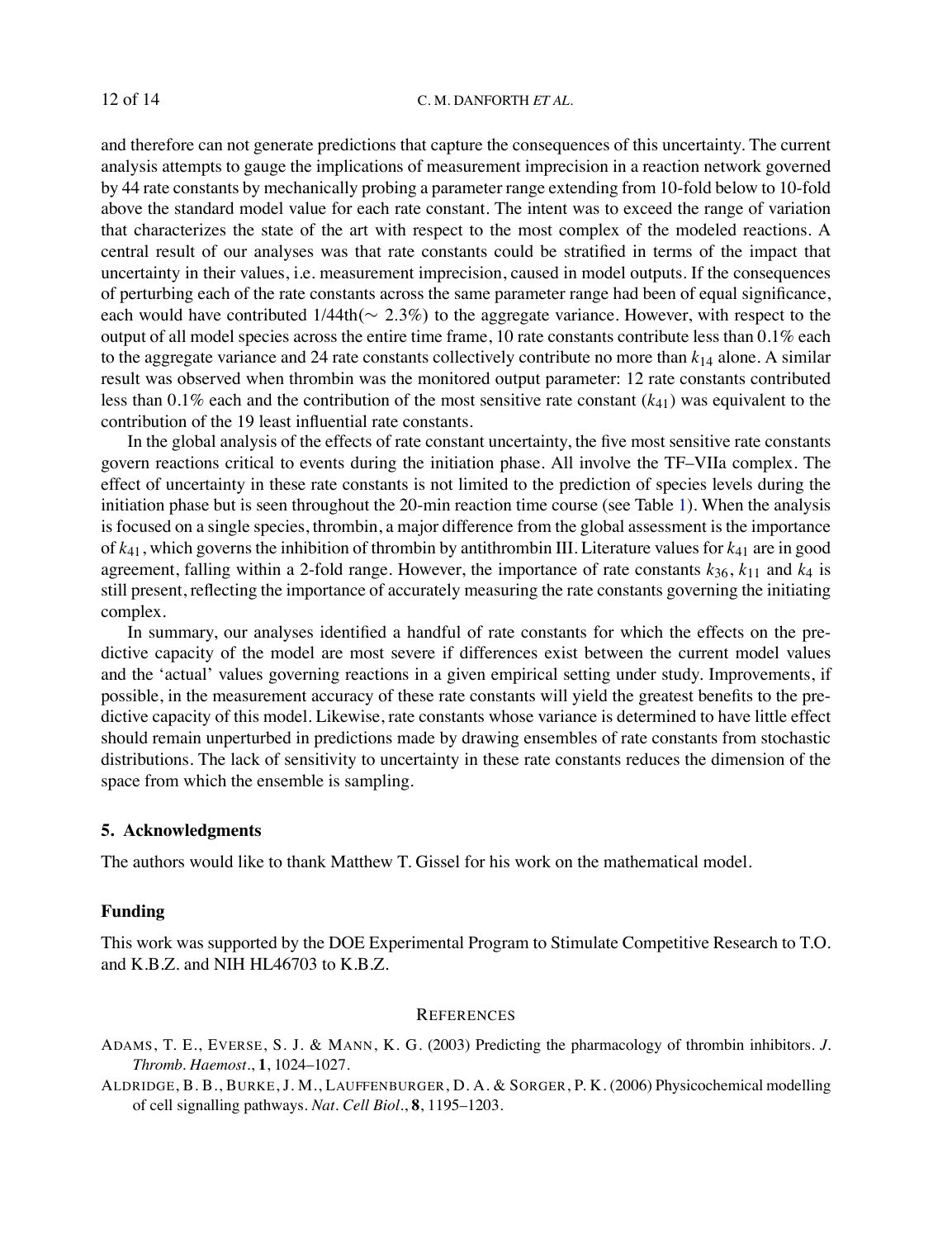and therefore can not generate predictions that capture the consequences of this uncertainty. The current analysis attempts to gauge the implications of measurement imprecision in a reaction network governed by 44 rate constants by mechanically probing a parameter range extending from 10-fold below to 10-fold above the standard model value for each rate constant. The intent was to exceed the range of variation that characterizes the state of the art with respect to the most complex of the modeled reactions. A central result of our analyses was that rate constants could be stratified in terms of the impact that uncertainty in their values, i.e. measurement imprecision, caused in model outputs. If the consequences of perturbing each of the rate constants across the same parameter range had been of equal significance, each would have contributed 1/44th($\sim$ 2.3%) to the aggregate variance. However, with respect to the output of all model species across the entire time frame, 10 rate constants contribute less than 0.1% each to the aggregate variance and 24 rate constants collectively contribute no more than $k_{14}$ alone. A similar result was observed when thrombin was the monitored output parameter: 12 rate constants contributed less than 0.1% each and the contribution of the most sensitive rate constant ($k_{41}$) was equivalent to the contribution of the 19 least influential rate constants.

In the global analysis of the effects of rate constant uncertainty, the five most sensitive rate constants govern reactions critical to events during the initiation phase. All involve the TF–VIIa complex. The effect of uncertainty in these rate constants is not limited to the prediction of species levels during the initiation phase but is seen throughout the 20-min reaction time course (see Table 1). When the analysis is focused on a single species, thrombin, a major difference from the global assessment is the importance of $k_{41}$, which governs the inhibition of thrombin by antithrombin III. Literature values for $k_{41}$ are in good agreement, falling within a 2-fold range. However, the importance of rate constants $k_{36}$, $k_{11}$ and $k_4$ is still present, reflecting the importance of accurately measuring the rate constants governing the initiating complex.

In summary, our analyses identified a handful of rate constants for which the effects on the predictive capacity of the model are most severe if differences exist between the current model values and the 'actual' values governing reactions in a given empirical setting under study. Improvements, if possible, in the measurement accuracy of these rate constants will yield the greatest benefits to the predictive capacity of this model. Likewise, rate constants whose variance is determined to have little effect should remain unperturbed in predictions made by drawing ensembles of rate constants from stochastic distributions. The lack of sensitivity to uncertainty in these rate constants reduces the dimension of the space from which the ensemble is sampling.

## 5. Acknowledgments

The authors would like to thank Matthew T. Gissel for his work on the mathematical model.

## Funding

This work was supported by the DOE Experimental Program to Stimulate Competitive Research to T.O. and K.B.Z. and NIH HL46703 to K.B.Z.

## References

Adams, T. E., Everse, S. J. & Mann, K. G. (2003) Predicting the pharmacology of thrombin inhibitors. *J. Thromb. Haemost.*, **1**, 1024–1027.

Aldridge, B. B., Burke, J. M., Lauffenburger, D. A. & Sorger, P. K. (2006) Physicochemical modelling of cell signalling pathways. *Nat. Cell Biol.*, **8**, 1195–1203.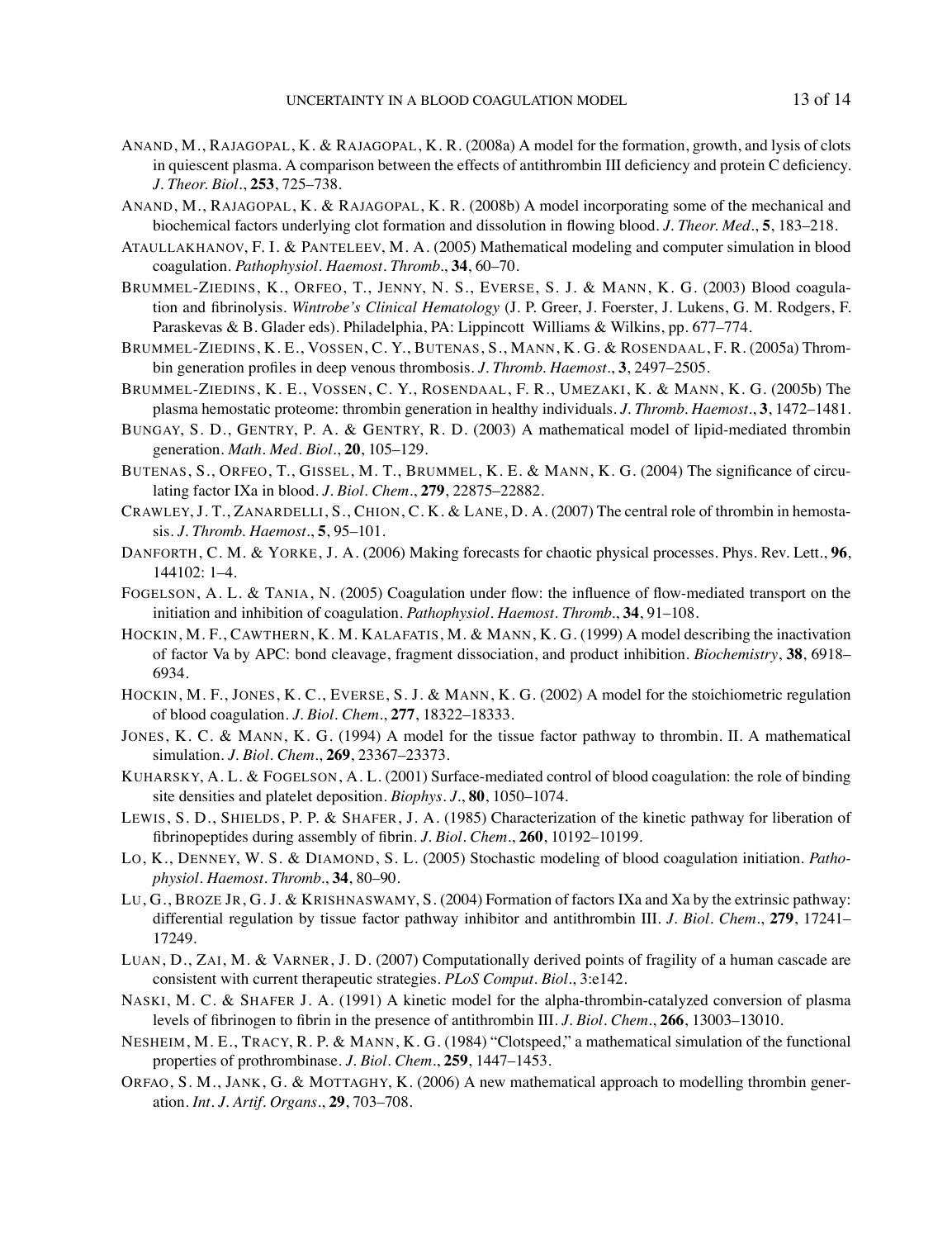ANAND, M., RAJAGOPAL, K. & RAJAGOPAL, K. R. (2008a) A model for the formation, growth, and lysis of clots in quiescent plasma. A comparison between the effects of antithrombin III deficiency and protein C deficiency. *J. Theor. Biol.*, **253**, 725–738.

ANAND, M., RAJAGOPAL, K. & RAJAGOPAL, K. R. (2008b) A model incorporating some of the mechanical and biochemical factors underlying clot formation and dissolution in flowing blood. *J. Theor. Med.*, **5**, 183–218.

ATAULLAKHANOV, F. I. & PANTELEEV, M. A. (2005) Mathematical modeling and computer simulation in blood coagulation. *Pathophysiol. Haemost. Thromb.*, **34**, 60–70.

BRUMMEL-ZIEDINS, K., ORFEO, T., JENNY, N. S., EVERSE, S. J. & MANN, K. G. (2003) Blood coagulation and fibrinolysis. *Wintrobe's Clinical Hematology* (J. P. Greer, J. Foerster, J. Lukens, G. M. Rodgers, F. Paraskevas & B. Glader eds). Philadelphia, PA: Lippincott Williams & Wilkins, pp. 677–774.

BRUMMEL-ZIEDINS, K. E., VOSSEN, C. Y., BUTENAS, S., MANN, K. G. & ROSENDAAL, F. R. (2005a) Thrombin generation profiles in deep venous thrombosis. *J. Thromb. Haemost.*, **3**, 2497–2505.

BRUMMEL-ZIEDINS, K. E., VOSSEN, C. Y., ROSENDAAL, F. R., UMEZAKI, K. & MANN, K. G. (2005b) The plasma hemostatic proteome: thrombin generation in healthy individuals. *J. Thromb. Haemost.*, **3**, 1472–1481.

BUNGAY, S. D., GENTRY, P. A. & GENTRY, R. D. (2003) A mathematical model of lipid-mediated thrombin generation. *Math. Med. Biol.*, **20**, 105–129.

BUTENAS, S., ORFEO, T., GISSEL, M. T., BRUMMEL, K. E. & MANN, K. G. (2004) The significance of circulating factor IXa in blood. *J. Biol. Chem.*, **279**, 22875–22882.

CRAWLEY, J. T., ZANARDELLI, S., CHION, C. K. & LANE, D. A. (2007) The central role of thrombin in hemostasis. *J. Thromb. Haemost.*, **5**, 95–101.

DANFORTH, C. M. & YORKE, J. A. (2006) Making forecasts for chaotic physical processes. Phys. Rev. Lett., **96**, 144102: 1–4.

FOGELSON, A. L. & TANIA, N. (2005) Coagulation under flow: the influence of flow-mediated transport on the initiation and inhibition of coagulation. *Pathophysiol. Haemost. Thromb.*, **34**, 91–108.

HOCKIN, M. F., CAWTHERN, K. M. KALAFATIS, M. & MANN, K. G. (1999) A model describing the inactivation of factor Va by APC: bond cleavage, fragment dissociation, and product inhibition. *Biochemistry*, **38**, 6918–6934.

HOCKIN, M. F., JONES, K. C., EVERSE, S. J. & MANN, K. G. (2002) A model for the stoichiometric regulation of blood coagulation. *J. Biol. Chem.*, **277**, 18322–18333.

JONES, K. C. & MANN, K. G. (1994) A model for the tissue factor pathway to thrombin. II. A mathematical simulation. *J. Biol. Chem.*, **269**, 23367–23373.

KUHARSKY, A. L. & FOGELSON, A. L. (2001) Surface-mediated control of blood coagulation: the role of binding site densities and platelet deposition. *Biophys. J.*, **80**, 1050–1074.

LEWIS, S. D., SHIELDS, P. P. & SHAFER, J. A. (1985) Characterization of the kinetic pathway for liberation of fibrinopeptides during assembly of fibrin. *J. Biol. Chem.*, **260**, 10192–10199.

LO, K., DENNEY, W. S. & DIAMOND, S. L. (2005) Stochastic modeling of blood coagulation initiation. *Pathophysiol. Haemost. Thromb.*, **34**, 80–90.

LU, G., BROZE JR, G. J. & KRISHNASWAMY, S. (2004) Formation of factors IXa and Xa by the extrinsic pathway: differential regulation by tissue factor pathway inhibitor and antithrombin III. *J. Biol. Chem.*, **279**, 17241–17249.

LUAN, D., ZAI, M. & VARNER, J. D. (2007) Computationally derived points of fragility of a human cascade are consistent with current therapeutic strategies. *PLoS Comput. Biol.*, 3:e142.

NASKI, M. C. & SHAFER J. A. (1991) A kinetic model for the alpha-thrombin-catalyzed conversion of plasma levels of fibrinogen to fibrin in the presence of antithrombin III. *J. Biol. Chem.*, **266**, 13003–13010.

NESHEIM, M. E., TRACY, R. P. & MANN, K. G. (1984) "Clotspeed," a mathematical simulation of the functional properties of prothrombinase. *J. Biol. Chem.*, **259**, 1447–1453.

ORFAO, S. M., JANK, G. & MOTTAGHY, K. (2006) A new mathematical approach to modelling thrombin generation. *Int. J. Artif. Organs.*, **29**, 703–708.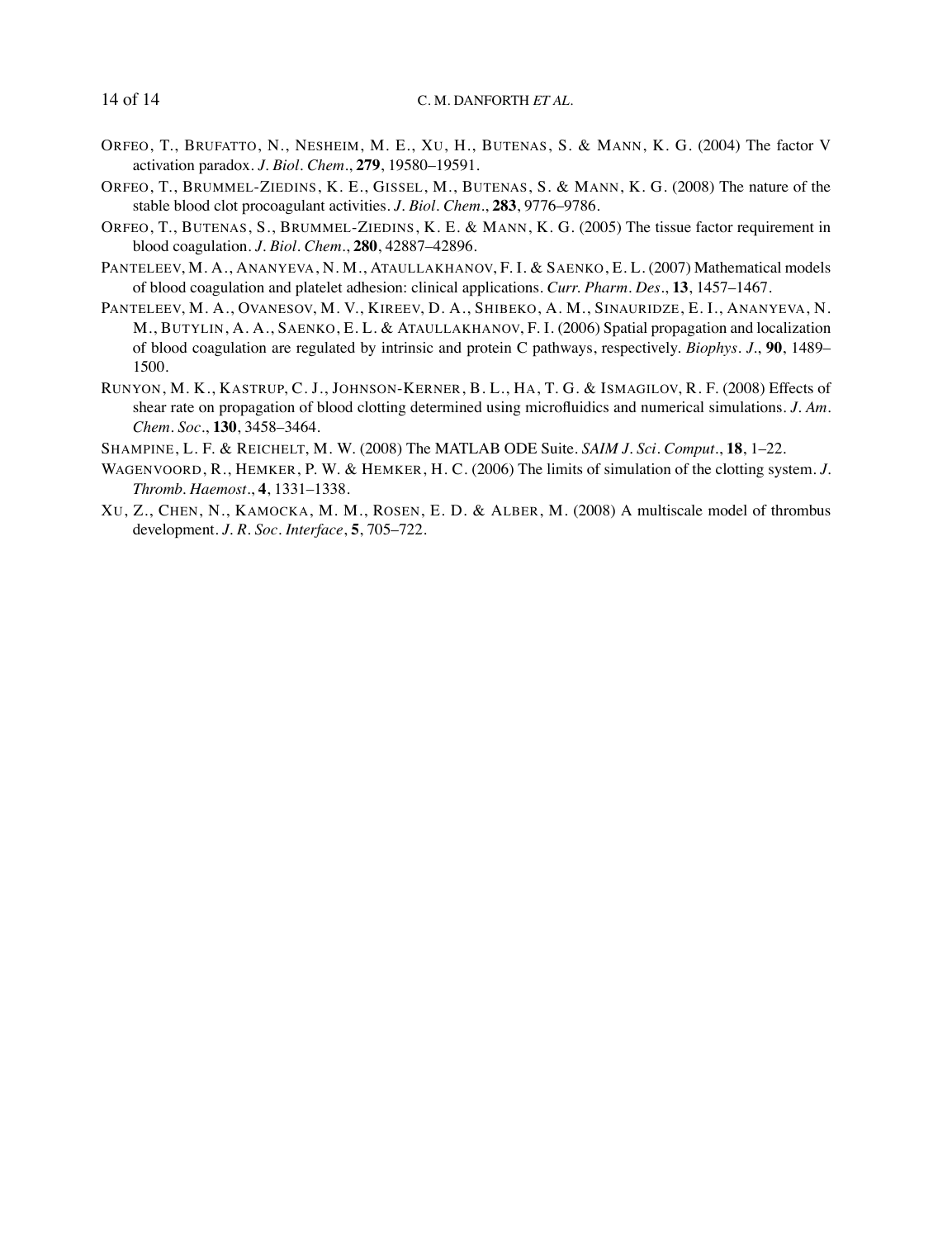ORFEO, T., BRUFATTO, N., NESHEIM, M. E., XU, H., BUTENAS, S. & MANN, K. G. (2004) The factor V activation paradox. *J. Biol. Chem.*, **279**, 19580–19591.

ORFEO, T., BRUMMEL-ZIEDINS, K. E., GISSEL, M., BUTENAS, S. & MANN, K. G. (2008) The nature of the stable blood clot procoagulant activities. *J. Biol. Chem.*, **283**, 9776–9786.

ORFEO, T., BUTENAS, S., BRUMMEL-ZIEDINS, K. E. & MANN, K. G. (2005) The tissue factor requirement in blood coagulation. *J. Biol. Chem.*, **280**, 42887–42896.

PANTELEEV, M. A., ANANYEVA, N. M., ATAULLAKHANOV, F. I. & SAENKO, E. L. (2007) Mathematical models of blood coagulation and platelet adhesion: clinical applications. *Curr. Pharm. Des.*, **13**, 1457–1467.

PANTELEEV, M. A., OVANESOV, M. V., KIREEV, D. A., SHIBEKO, A. M., SINAURIDZE, E. I., ANANYEVA, N. M., BUTYLIN, A. A., SAENKO, E. L. & ATAULLAKHANOV, F. I. (2006) Spatial propagation and localization of blood coagulation are regulated by intrinsic and protein C pathways, respectively. *Biophys. J.*, **90**, 1489–1500.

RUNYON, M. K., KASTRUP, C. J., JOHNSON-KERNER, B. L., HA, T. G. & ISMAGILOV, R. F. (2008) Effects of shear rate on propagation of blood clotting determined using microfluidics and numerical simulations. *J. Am. Chem. Soc.*, **130**, 3458–3464.

SHAMPINE, L. F. & REICHELT, M. W. (2008) The MATLAB ODE Suite. *SAIM J. Sci. Comput.*, **18**, 1–22.

WAGENVOORD, R., HEMKER, P. W. & HEMKER, H. C. (2006) The limits of simulation of the clotting system. *J. Thromb. Haemost.*, **4**, 1331–1338.

XU, Z., CHEN, N., KAMOCKA, M. M., ROSEN, E. D. & ALBER, M. (2008) A multiscale model of thrombus development. *J. R. Soc. Interface*, **5**, 705–722.